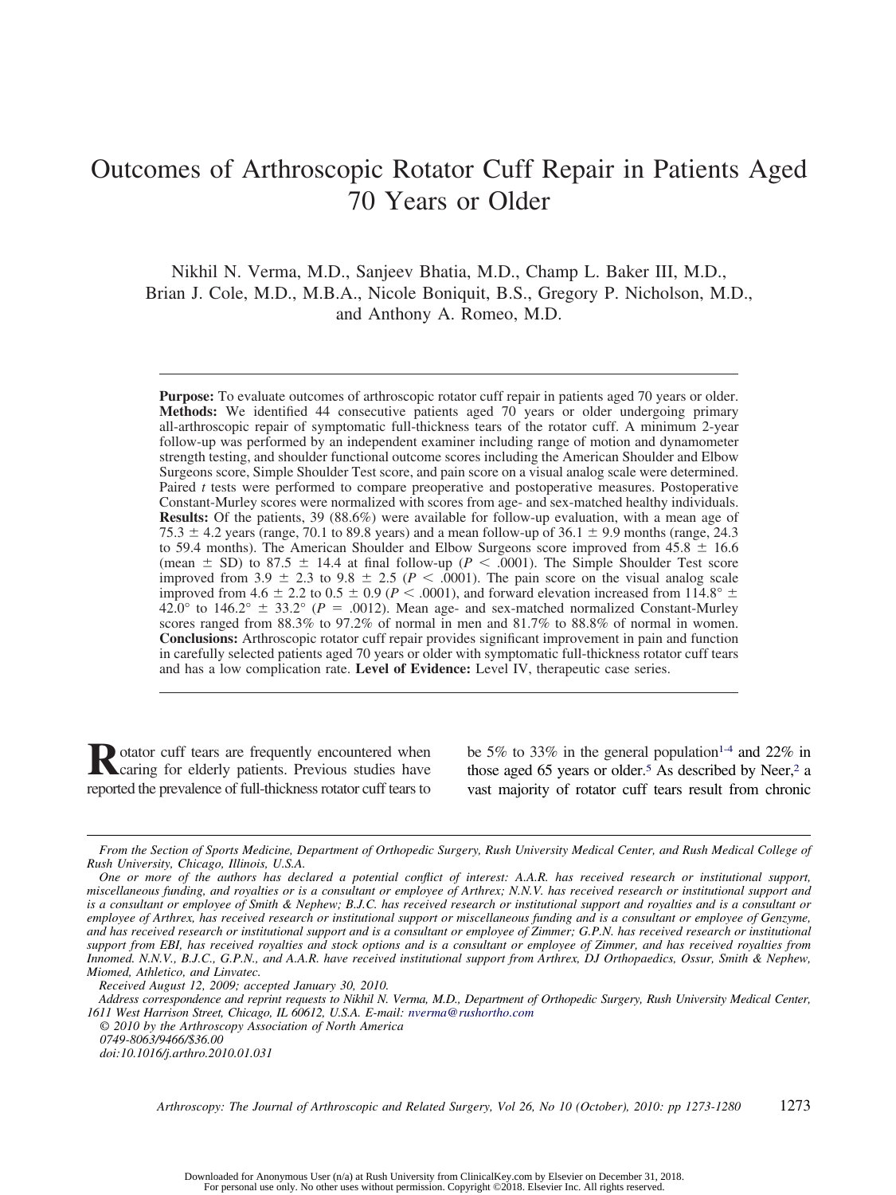# Outcomes of Arthroscopic Rotator Cuff Repair in Patients Aged 70 Years or Older

Nikhil N. Verma, M.D., Sanjeev Bhatia, M.D., Champ L. Baker III, M.D., Brian J. Cole, M.D., M.B.A., Nicole Boniquit, B.S., Gregory P. Nicholson, M.D., and Anthony A. Romeo, M.D.

**Purpose:** To evaluate outcomes of arthroscopic rotator cuff repair in patients aged 70 years or older. **Methods:** We identified 44 consecutive patients aged 70 years or older undergoing primary all-arthroscopic repair of symptomatic full-thickness tears of the rotator cuff. A minimum 2-year follow-up was performed by an independent examiner including range of motion and dynamometer strength testing, and shoulder functional outcome scores including the American Shoulder and Elbow Surgeons score, Simple Shoulder Test score, and pain score on a visual analog scale were determined. Paired *t* tests were performed to compare preoperative and postoperative measures. Postoperative Constant-Murley scores were normalized with scores from age- and sex-matched healthy individuals. **Results:** Of the patients, 39 (88.6%) were available for follow-up evaluation, with a mean age of 75.3 ± 4.2 years (range, 70.1 to 89.8 years) and a mean follow-up of 36.1 ± 9.9 months (range, 24.3 to 59.4 months). The American Shoulder and Elbow Surgeons score improved from 45.8 ± 16.6 (mean ± SD) to 87.5 ± 14.4 at final follow-up ($P < .0001$). The Simple Shoulder Test score improved from 3.9 ± 2.3 to 9.8 ± 2.5 ($P < .0001$). The pain score on the visual analog scale improved from 4.6 ± 2.2 to 0.5 ± 0.9 ($P < .0001$), and forward elevation increased from 114.8° ± 42.0° to 146.2° ± 33.2° ($P = .0012$). Mean age- and sex-matched normalized Constant-Murley scores ranged from 88.3% to 97.2% of normal in men and 81.7% to 88.8% of normal in women. **Conclusions:** Arthroscopic rotator cuff repair provides significant improvement in pain and function in carefully selected patients aged 70 years or older with symptomatic full-thickness rotator cuff tears and has a low complication rate. **Level of Evidence:** Level IV, therapeutic case series.

Rotator cuff tears are frequently encountered when caring for elderly patients. Previous studies have reported the prevalence of full-thickness rotator cuff tears to be 5% to 33% in the general population[1-4] and 22% in those aged 65 years or older.[5] As described by Neer,[2] a vast majority of rotator cuff tears result from chronic

*From the Section of Sports Medicine, Department of Orthopedic Surgery, Rush University Medical Center, and Rush Medical College of Rush University, Chicago, Illinois, U.S.A.*

*One or more of the authors has declared a potential conflict of interest: A.A.R. has received research or institutional support, miscellaneous funding, and royalties or is a consultant or employee of Arthrex; N.N.V. has received research or institutional support and is a consultant or employee of Smith & Nephew; B.J.C. has received research or institutional support and royalties and is a consultant or employee of Arthrex, has received research or institutional support or miscellaneous funding and is a consultant or employee of Genzyme, and has received research or institutional support and is a consultant or employee of Zimmer; G.P.N. has received research or institutional support from EBI, has received royalties and stock options and is a consultant or employee of Zimmer, and has received royalties from Innomed. N.N.V., B.J.C., G.P.N., and A.A.R. have received institutional support from Arthrex, DJ Orthopaedics, Ossur, Smith & Nephew, Miomed, Athletico, and Linvatec.*

*Received August 12, 2009; accepted January 30, 2010.*

*Address correspondence and reprint requests to Nikhil N. Verma, M.D., Department of Orthopedic Surgery, Rush University Medical Center, 1611 West Harrison Street, Chicago, IL 60612, U.S.A. E-mail: nverma@rushortho.com*

*© 2010 by the Arthroscopy Association of North America*

*0749-8063/9466/$36.00*

*doi:10.1016/j.arthro.2010.01.031*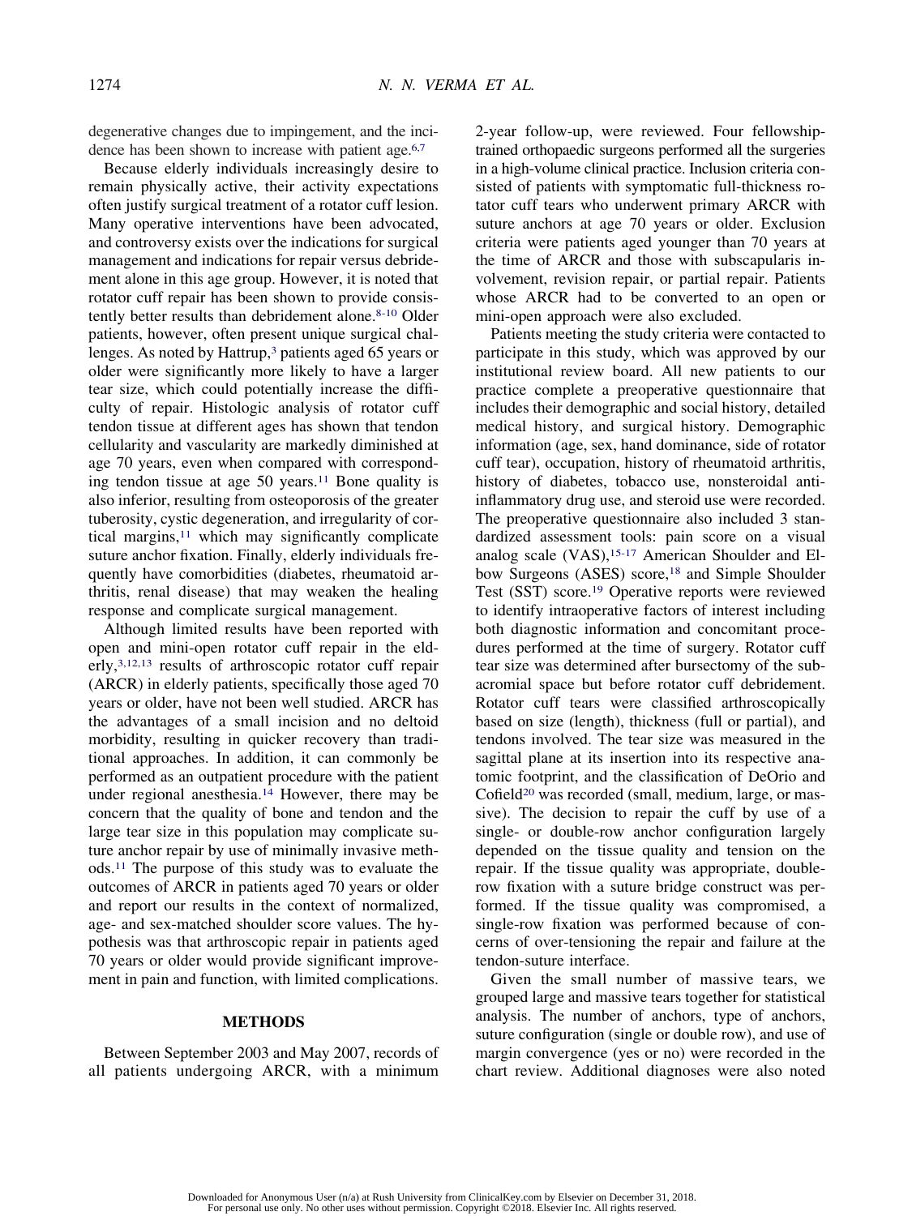degenerative changes due to impingement, and the incidence has been shown to increase with patient age.[6,7]

Because elderly individuals increasingly desire to remain physically active, their activity expectations often justify surgical treatment of a rotator cuff lesion. Many operative interventions have been advocated, and controversy exists over the indications for surgical management and indications for repair versus debridement alone in this age group. However, it is noted that rotator cuff repair has been shown to provide consistently better results than debridement alone.[8-10] Older patients, however, often present unique surgical challenges. As noted by Hattrup,[3] patients aged 65 years or older were significantly more likely to have a larger tear size, which could potentially increase the difficulty of repair. Histologic analysis of rotator cuff tendon tissue at different ages has shown that tendon cellularity and vascularity are markedly diminished at age 70 years, even when compared with corresponding tendon tissue at age 50 years.[11] Bone quality is also inferior, resulting from osteoporosis of the greater tuberosity, cystic degeneration, and irregularity of cortical margins,[11] which may significantly complicate suture anchor fixation. Finally, elderly individuals frequently have comorbidities (diabetes, rheumatoid arthritis, renal disease) that may weaken the healing response and complicate surgical management.

Although limited results have been reported with open and mini-open rotator cuff repair in the elderly,[3,12,13] results of arthroscopic rotator cuff repair (ARCR) in elderly patients, specifically those aged 70 years or older, have not been well studied. ARCR has the advantages of a small incision and no deltoid morbidity, resulting in quicker recovery than traditional approaches. In addition, it can commonly be performed as an outpatient procedure with the patient under regional anesthesia.[14] However, there may be concern that the quality of bone and tendon and the large tear size in this population may complicate suture anchor repair by use of minimally invasive methods.[11] The purpose of this study was to evaluate the outcomes of ARCR in patients aged 70 years or older and report our results in the context of normalized, age- and sex-matched shoulder score values. The hypothesis was that arthroscopic repair in patients aged 70 years or older would provide significant improvement in pain and function, with limited complications.

## METHODS

Between September 2003 and May 2007, records of all patients undergoing ARCR, with a minimum 2-year follow-up, were reviewed. Four fellowship-trained orthopaedic surgeons performed all the surgeries in a high-volume clinical practice. Inclusion criteria consisted of patients with symptomatic full-thickness rotator cuff tears who underwent primary ARCR with suture anchors at age 70 years or older. Exclusion criteria were patients aged younger than 70 years at the time of ARCR and those with subscapularis involvement, revision repair, or partial repair. Patients whose ARCR had to be converted to an open or mini-open approach were also excluded.

Patients meeting the study criteria were contacted to participate in this study, which was approved by our institutional review board. All new patients to our practice complete a preoperative questionnaire that includes their demographic and social history, detailed medical history, and surgical history. Demographic information (age, sex, hand dominance, side of rotator cuff tear), occupation, history of rheumatoid arthritis, history of diabetes, tobacco use, nonsteroidal anti-inflammatory drug use, and steroid use were recorded. The preoperative questionnaire also included 3 standardized assessment tools: pain score on a visual analog scale (VAS),[15-17] American Shoulder and Elbow Surgeons (ASES) score,[18] and Simple Shoulder Test (SST) score.[19] Operative reports were reviewed to identify intraoperative factors of interest including both diagnostic information and concomitant procedures performed at the time of surgery. Rotator cuff tear size was determined after bursectomy of the subacromial space but before rotator cuff debridement. Rotator cuff tears were classified arthroscopically based on size (length), thickness (full or partial), and tendons involved. The tear size was measured in the sagittal plane at its insertion into its respective anatomic footprint, and the classification of DeOrio and Cofield[20] was recorded (small, medium, large, or massive). The decision to repair the cuff by use of a single- or double-row anchor configuration largely depended on the tissue quality and tension on the repair. If the tissue quality was appropriate, double-row fixation with a suture bridge construct was performed. If the tissue quality was compromised, a single-row fixation was performed because of concerns of over-tensioning the repair and failure at the tendon-suture interface.

Given the small number of massive tears, we grouped large and massive tears together for statistical analysis. The number of anchors, type of anchors, suture configuration (single or double row), and use of margin convergence (yes or no) were recorded in the chart review. Additional diagnoses were also noted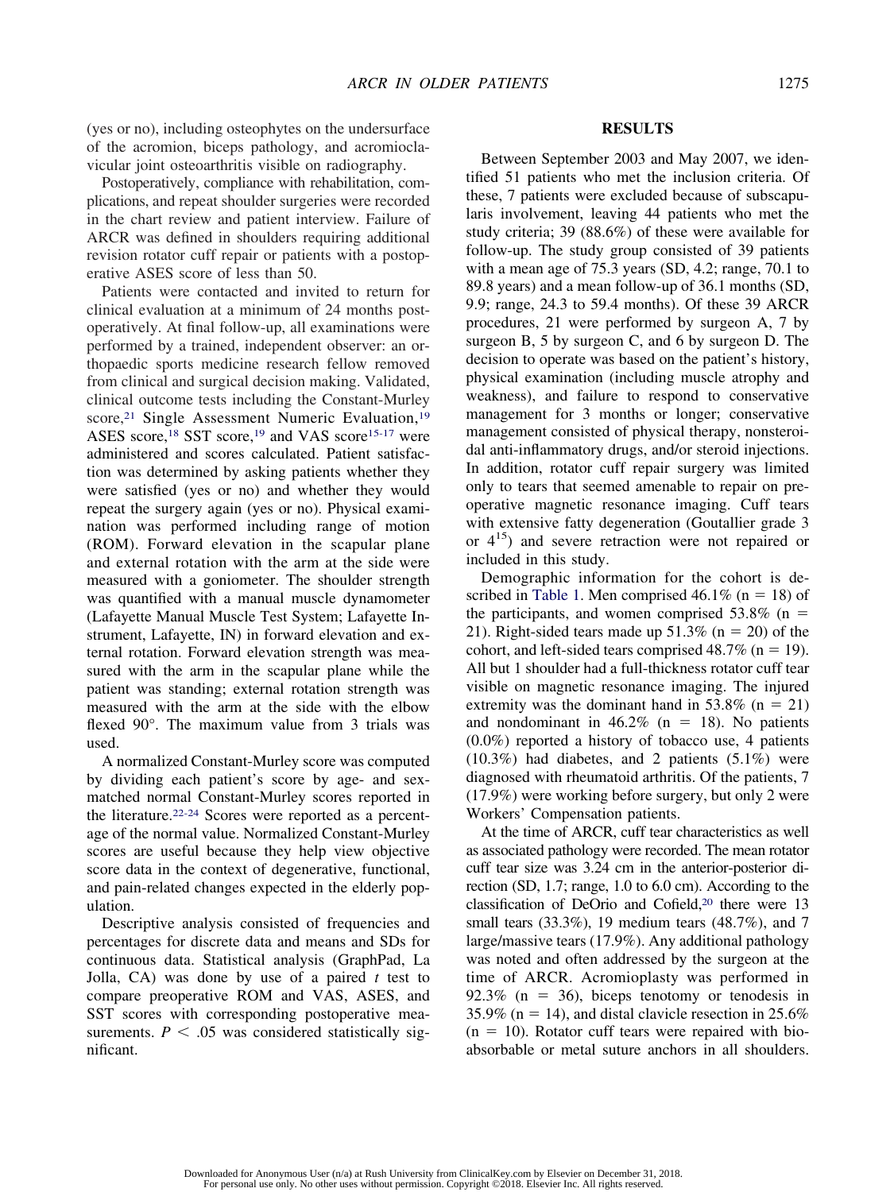(yes or no), including osteophytes on the undersurface of the acromion, biceps pathology, and acromioclavicular joint osteoarthritis visible on radiography.

Postoperatively, compliance with rehabilitation, complications, and repeat shoulder surgeries were recorded in the chart review and patient interview. Failure of ARCR was defined in shoulders requiring additional revision rotator cuff repair or patients with a postoperative ASES score of less than 50.

Patients were contacted and invited to return for clinical evaluation at a minimum of 24 months postoperatively. At final follow-up, all examinations were performed by a trained, independent observer: an orthopaedic sports medicine research fellow removed from clinical and surgical decision making. Validated, clinical outcome tests including the Constant-Murley score,[21] Single Assessment Numeric Evaluation,[19] ASES score,[18] SST score,[19] and VAS score[15-17] were administered and scores calculated. Patient satisfaction was determined by asking patients whether they were satisfied (yes or no) and whether they would repeat the surgery again (yes or no). Physical examination was performed including range of motion (ROM). Forward elevation in the scapular plane and external rotation with the arm at the side were measured with a goniometer. The shoulder strength was quantified with a manual muscle dynamometer (Lafayette Manual Muscle Test System; Lafayette Instrument, Lafayette, IN) in forward elevation and external rotation. Forward elevation strength was measured with the arm in the scapular plane while the patient was standing; external rotation strength was measured with the arm at the side with the elbow flexed 90°. The maximum value from 3 trials was used.

A normalized Constant-Murley score was computed by dividing each patient's score by age- and sex-matched normal Constant-Murley scores reported in the literature.[22-24] Scores were reported as a percentage of the normal value. Normalized Constant-Murley scores are useful because they help view objective score data in the context of degenerative, functional, and pain-related changes expected in the elderly population.

Descriptive analysis consisted of frequencies and percentages for discrete data and means and SDs for continuous data. Statistical analysis (GraphPad, La Jolla, CA) was done by use of a paired $t$ test to compare preoperative ROM and VAS, ASES, and SST scores with corresponding postoperative measurements. $P < .05$ was considered statistically significant.

## RESULTS

Between September 2003 and May 2007, we identified 51 patients who met the inclusion criteria. Of these, 7 patients were excluded because of subscapularis involvement, leaving 44 patients who met the study criteria; 39 (88.6%) of these were available for follow-up. The study group consisted of 39 patients with a mean age of 75.3 years (SD, 4.2; range, 70.1 to 89.8 years) and a mean follow-up of 36.1 months (SD, 9.9; range, 24.3 to 59.4 months). Of these 39 ARCR procedures, 21 were performed by surgeon A, 7 by surgeon B, 5 by surgeon C, and 6 by surgeon D. The decision to operate was based on the patient's history, physical examination (including muscle atrophy and weakness), and failure to respond to conservative management for 3 months or longer; conservative management consisted of physical therapy, nonsteroidal anti-inflammatory drugs, and/or steroid injections. In addition, rotator cuff repair surgery was limited only to tears that seemed amenable to repair on preoperative magnetic resonance imaging. Cuff tears with extensive fatty degeneration (Goutallier grade 3 or 4[15]) and severe retraction were not repaired or included in this study.

Demographic information for the cohort is described in Table 1. Men comprised 46.1% (n = 18) of the participants, and women comprised 53.8% (n = 21). Right-sided tears made up 51.3% (n = 20) of the cohort, and left-sided tears comprised 48.7% (n = 19). All but 1 shoulder had a full-thickness rotator cuff tear visible on magnetic resonance imaging. The injured extremity was the dominant hand in 53.8% (n = 21) and nondominant in 46.2% (n = 18). No patients (0.0%) reported a history of tobacco use, 4 patients (10.3%) had diabetes, and 2 patients (5.1%) were diagnosed with rheumatoid arthritis. Of the patients, 7 (17.9%) were working before surgery, but only 2 were Workers' Compensation patients.

At the time of ARCR, cuff tear characteristics as well as associated pathology were recorded. The mean rotator cuff tear size was 3.24 cm in the anterior-posterior direction (SD, 1.7; range, 1.0 to 6.0 cm). According to the classification of DeOrio and Cofield,[20] there were 13 small tears (33.3%), 19 medium tears (48.7%), and 7 large/massive tears (17.9%). Any additional pathology was noted and often addressed by the surgeon at the time of ARCR. Acromioplasty was performed in 92.3% (n = 36), biceps tenotomy or tenodesis in 35.9% (n = 14), and distal clavicle resection in 25.6% (n = 10). Rotator cuff tears were repaired with bioabsorbable or metal suture anchors in all shoulders.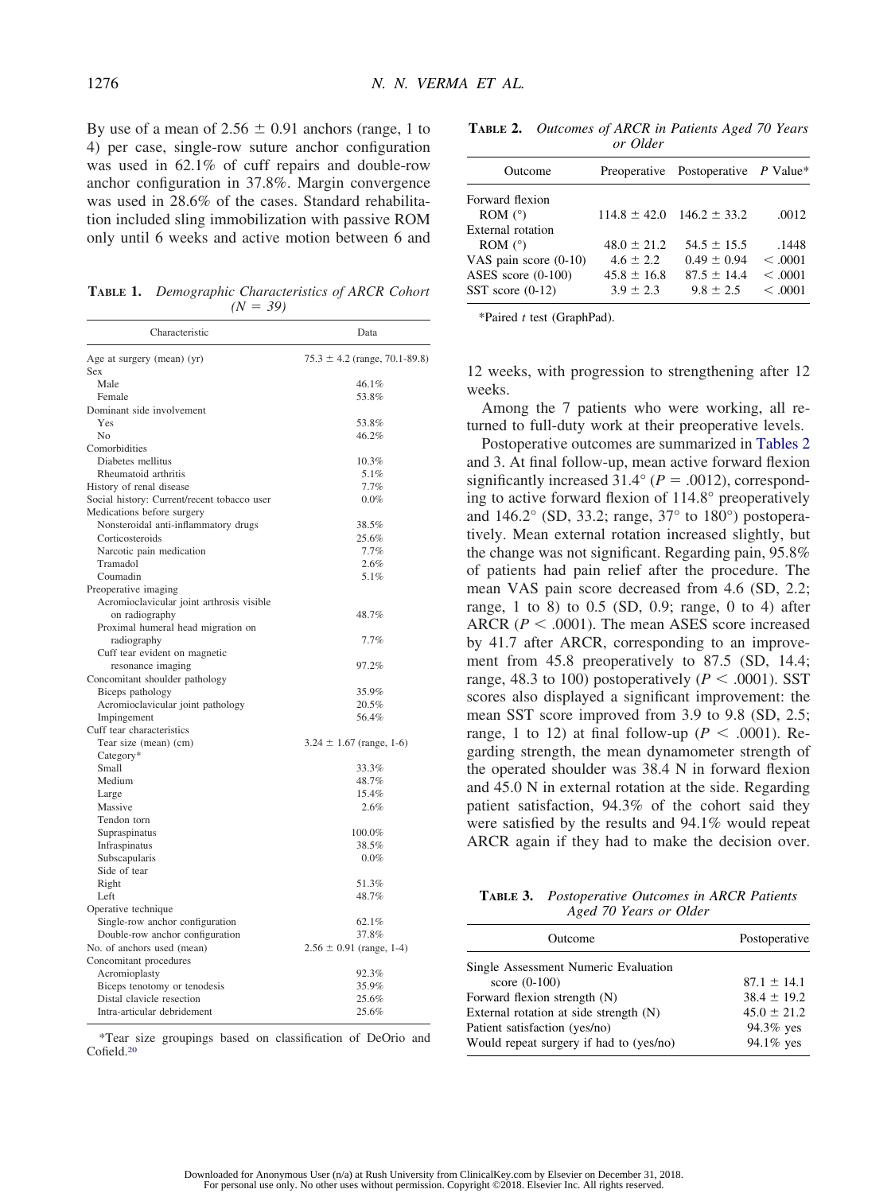By use of a mean of 2.56 ± 0.91 anchors (range, 1 to 4) per case, single-row suture anchor configuration was used in 62.1% of cuff repairs and double-row anchor configuration in 37.8%. Margin convergence was used in 28.6% of the cases. Standard rehabilitation included sling immobilization with passive ROM only until 6 weeks and active motion between 6 and 12 weeks, with progression to strengthening after 12 weeks.

**Table 1.** *Demographic Characteristics of ARCR Cohort (N = 39)*

| Characteristic | Data |
|---|---|
| Age at surgery (mean) (yr) | 75.3 ± 4.2 (range, 70.1-89.8) |
| Sex | |
| Male | 46.1% |
| Female | 53.8% |
| Dominant side involvement | |
| Yes | 53.8% |
| No | 46.2% |
| Comorbidities | |
| Diabetes mellitus | 10.3% |
| Rheumatoid arthritis | 5.1% |
| History of renal disease | 7.7% |
| Social history: Current/recent tobacco user | 0.0% |
| Medications before surgery | |
| Nonsteroidal anti-inflammatory drugs | 38.5% |
| Corticosteroids | 25.6% |
| Narcotic pain medication | 7.7% |
| Tramadol | 2.6% |
| Coumadin | 5.1% |
| Preoperative imaging | |
| Acromioclavicular joint arthrosis visible on radiography | 48.7% |
| Proximal humeral head migration on radiography | 7.7% |
| Cuff tear evident on magnetic resonance imaging | 97.2% |
| Concomitant shoulder pathology | |
| Biceps pathology | 35.9% |
| Acromioclavicular joint pathology | 20.5% |
| Impingement | 56.4% |
| Cuff tear characteristics | |
| Tear size (mean) (cm) | 3.24 ± 1.67 (range, 1-6) |
| Category* | |
| Small | 33.3% |
| Medium | 48.7% |
| Large | 15.4% |
| Massive | 2.6% |
| Tendon torn | |
| Supraspinatus | 100.0% |
| Infraspinatus | 38.5% |
| Subscapularis | 0.0% |
| Side of tear | |
| Right | 51.3% |
| Left | 48.7% |
| Operative technique | |
| Single-row anchor configuration | 62.1% |
| Double-row anchor configuration | 37.8% |
| No. of anchors used (mean) | 2.56 ± 0.91 (range, 1-4) |
| Concomitant procedures | |
| Acromioplasty | 92.3% |
| Biceps tenotomy or tenodesis | 35.9% |
| Distal clavicle resection | 25.6% |
| Intra-articular debridement | 25.6% |

*Tear size groupings based on classification of DeOrio and Cofield.[20]

**Table 2.** *Outcomes of ARCR in Patients Aged 70 Years or Older*

| Outcome | Preoperative | Postoperative | P Value* |
|---|---|---|---|
| Forward flexion ROM (°) | 114.8 ± 42.0 | 146.2 ± 33.2 | .0012 |
| External rotation ROM (°) | 48.0 ± 21.2 | 54.5 ± 15.5 | .1448 |
| VAS pain score (0-10) | 4.6 ± 2.2 | 0.49 ± 0.94 | < .0001 |
| ASES score (0-100) | 45.8 ± 16.8 | 87.5 ± 14.4 | < .0001 |
| SST score (0-12) | 3.9 ± 2.3 | 9.8 ± 2.5 | < .0001 |

*Paired *t* test (GraphPad).

Among the 7 patients who were working, all returned to full-duty work at their preoperative levels.

Postoperative outcomes are summarized in Tables 2 and 3. At final follow-up, mean active forward flexion significantly increased 31.4° ($P = .0012$), corresponding to active forward flexion of 114.8° preoperatively and 146.2° (SD, 33.2; range, 37° to 180°) postoperatively. Mean external rotation increased slightly, but the change was not significant. Regarding pain, 95.8% of patients had pain relief after the procedure. The mean VAS pain score decreased from 4.6 (SD, 2.2; range, 1 to 8) to 0.5 (SD, 0.9; range, 0 to 4) after ARCR ($P < .0001$). The mean ASES score increased by 41.7 after ARCR, corresponding to an improvement from 45.8 preoperatively to 87.5 (SD, 14.4; range, 48.3 to 100) postoperatively ($P < .0001$). SST scores also displayed a significant improvement: the mean SST score improved from 3.9 to 9.8 (SD, 2.5; range, 1 to 12) at final follow-up ($P < .0001$). Regarding strength, the mean dynamometer strength of the operated shoulder was 38.4 N in forward flexion and 45.0 N in external rotation at the side. Regarding patient satisfaction, 94.3% of the cohort said they were satisfied by the results and 94.1% would repeat ARCR again if they had to make the decision over.

**Table 3.** *Postoperative Outcomes in ARCR Patients Aged 70 Years or Older*

| Outcome | Postoperative |
|---|---|
| Single Assessment Numeric Evaluation score (0-100) | 87.1 ± 14.1 |
| Forward flexion strength (N) | 38.4 ± 19.2 |
| External rotation at side strength (N) | 45.0 ± 21.2 |
| Patient satisfaction (yes/no) | 94.3% yes |
| Would repeat surgery if had to (yes/no) | 94.1% yes |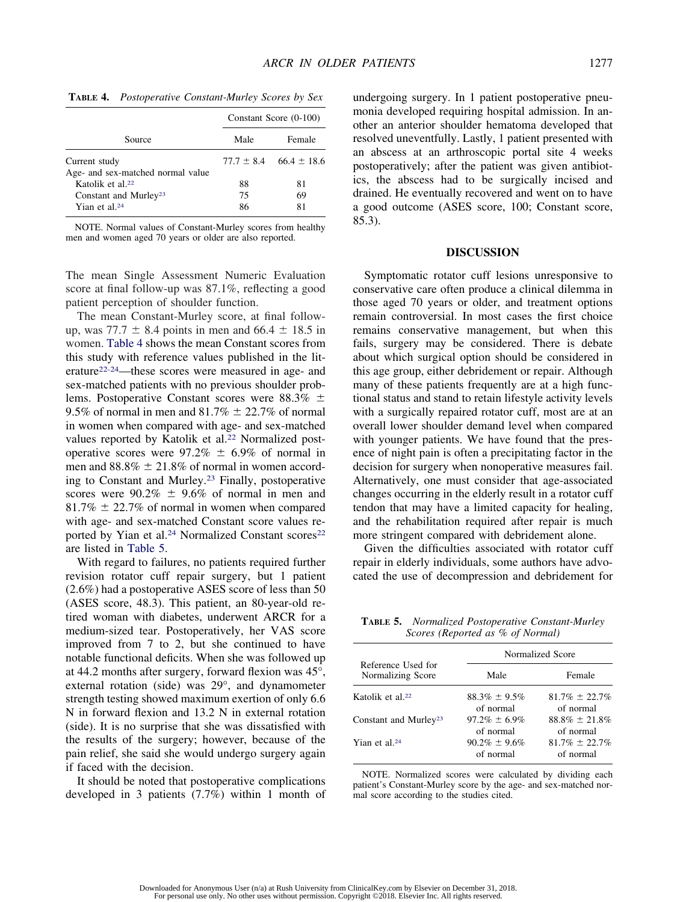**TABLE 4.** *Postoperative Constant-Murley Scores by Sex*

| Source | Constant Score (0-100) | |
|---|---|---|
| | Male | Female |
| Current study | 77.7 ± 8.4 | 66.4 ± 18.6 |
| Age- and sex-matched normal value | | |
| Katolik et al.[22] | 88 | 81 |
| Constant and Murley[23] | 75 | 69 |
| Yian et al.[24] | 86 | 81 |

NOTE. Normal values of Constant-Murley scores from healthy men and women aged 70 years or older are also reported.

The mean Single Assessment Numeric Evaluation score at final follow-up was 87.1%, reflecting a good patient perception of shoulder function.

The mean Constant-Murley score, at final follow-up, was 77.7 ± 8.4 points in men and 66.4 ± 18.5 in women. Table 4 shows the mean Constant scores from this study with reference values published in the literature[22-24]—these scores were measured in age- and sex-matched patients with no previous shoulder problems. Postoperative Constant scores were 88.3% ± 9.5% of normal in men and 81.7% ± 22.7% of normal in women when compared with age- and sex-matched values reported by Katolik et al.[22] Normalized postoperative scores were 97.2% ± 6.9% of normal in men and 88.8% ± 21.8% of normal in women according to Constant and Murley.[23] Finally, postoperative scores were 90.2% ± 9.6% of normal in men and 81.7% ± 22.7% of normal in women when compared with age- and sex-matched Constant score values reported by Yian et al.[24] Normalized Constant scores[22] are listed in Table 5.

With regard to failures, no patients required further revision rotator cuff repair surgery, but 1 patient (2.6%) had a postoperative ASES score of less than 50 (ASES score, 48.3). This patient, an 80-year-old retired woman with diabetes, underwent ARCR for a medium-sized tear. Postoperatively, her VAS score improved from 7 to 2, but she continued to have notable functional deficits. When she was followed up at 44.2 months after surgery, forward flexion was 45°, external rotation (side) was 29°, and dynamometer strength testing showed maximum exertion of only 6.6 N in forward flexion and 13.2 N in external rotation (side). It is no surprise that she was dissatisfied with the results of the surgery; however, because of the pain relief, she said she would undergo surgery again if faced with the decision.

It should be noted that postoperative complications developed in 3 patients (7.7%) within 1 month of undergoing surgery. In 1 patient postoperative pneumonia developed requiring hospital admission. In another an anterior shoulder hematoma developed that resolved uneventfully. Lastly, 1 patient presented with an abscess at an arthroscopic portal site 4 weeks postoperatively; after the patient was given antibiotics, the abscess had to be surgically incised and drained. He eventually recovered and went on to have a good outcome (ASES score, 100; Constant score, 85.3).

## DISCUSSION

Symptomatic rotator cuff lesions unresponsive to conservative care often produce a clinical dilemma in those aged 70 years or older, and treatment options remain controversial. In most cases the first choice remains conservative management, but when this fails, surgery may be considered. There is debate about which surgical option should be considered in this age group, either debridement or repair. Although many of these patients frequently are at a high functional status and stand to retain lifestyle activity levels with a surgically repaired rotator cuff, most are at an overall lower shoulder demand level when compared with younger patients. We have found that the presence of night pain is often a precipitating factor in the decision for surgery when nonoperative measures fail. Alternatively, one must consider that age-associated changes occurring in the elderly result in a rotator cuff tendon that may have a limited capacity for healing, and the rehabilitation required after repair is much more stringent compared with debridement alone.

Given the difficulties associated with rotator cuff repair in elderly individuals, some authors have advocated the use of decompression and debridement for

**TABLE 5.** *Normalized Postoperative Constant-Murley Scores (Reported as % of Normal)*

| Reference Used for Normalizing Score | Normalized Score | |
|---|---|---|
| | Male | Female |
| Katolik et al.[22] | 88.3% ± 9.5% of normal | 81.7% ± 22.7% of normal |
| Constant and Murley[23] | 97.2% ± 6.9% of normal | 88.8% ± 21.8% of normal |
| Yian et al.[24] | 90.2% ± 9.6% of normal | 81.7% ± 22.7% of normal |

NOTE. Normalized scores were calculated by dividing each patient's Constant-Murley score by the age- and sex-matched normal score according to the studies cited.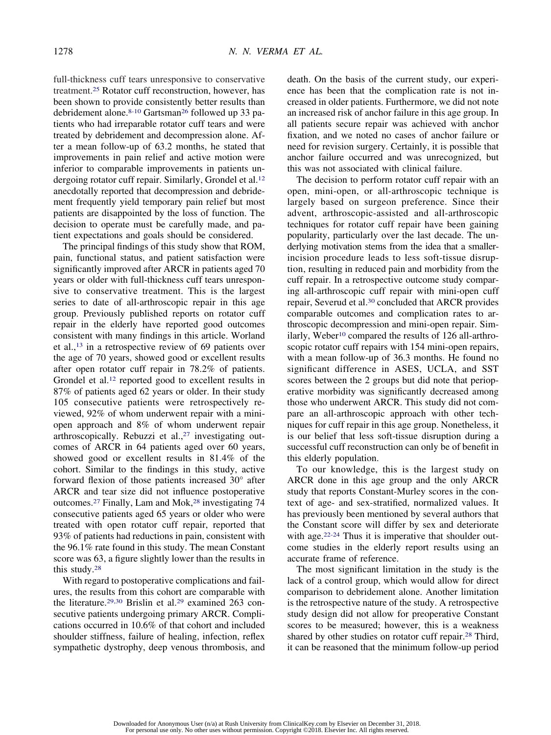full-thickness cuff tears unresponsive to conservative treatment.[25] Rotator cuff reconstruction, however, has been shown to provide consistently better results than debridement alone.[8-10] Gartsman[26] followed up 33 patients who had irreparable rotator cuff tears and were treated by debridement and decompression alone. After a mean follow-up of 63.2 months, he stated that improvements in pain relief and active motion were inferior to comparable improvements in patients undergoing rotator cuff repair. Similarly, Grondel et al.[12] anecdotally reported that decompression and debridement frequently yield temporary pain relief but most patients are disappointed by the loss of function. The decision to operate must be carefully made, and patient expectations and goals should be considered.

The principal findings of this study show that ROM, pain, functional status, and patient satisfaction were significantly improved after ARCR in patients aged 70 years or older with full-thickness cuff tears unresponsive to conservative treatment. This is the largest series to date of all-arthroscopic repair in this age group. Previously published reports on rotator cuff repair in the elderly have reported good outcomes consistent with many findings in this article. Worland et al.,[13] in a retrospective review of 69 patients over the age of 70 years, showed good or excellent results after open rotator cuff repair in 78.2% of patients. Grondel et al.[12] reported good to excellent results in 87% of patients aged 62 years or older. In their study 105 consecutive patients were retrospectively reviewed, 92% of whom underwent repair with a mini-open approach and 8% of whom underwent repair arthroscopically. Rebuzzi et al.,[27] investigating outcomes of ARCR in 64 patients aged over 60 years, showed good or excellent results in 81.4% of the cohort. Similar to the findings in this study, active forward flexion of those patients increased 30° after ARCR and tear size did not influence postoperative outcomes.[27] Finally, Lam and Mok,[28] investigating 74 consecutive patients aged 65 years or older who were treated with open rotator cuff repair, reported that 93% of patients had reductions in pain, consistent with the 96.1% rate found in this study. The mean Constant score was 63, a figure slightly lower than the results in this study.[28]

With regard to postoperative complications and failures, the results from this cohort are comparable with the literature.[29,30] Brislin et al.[29] examined 263 consecutive patients undergoing primary ARCR. Complications occurred in 10.6% of that cohort and included shoulder stiffness, failure of healing, infection, reflex sympathetic dystrophy, deep venous thrombosis, and death. On the basis of the current study, our experience has been that the complication rate is not increased in older patients. Furthermore, we did not note an increased risk of anchor failure in this age group. In all patients secure repair was achieved with anchor fixation, and we noted no cases of anchor failure or need for revision surgery. Certainly, it is possible that anchor failure occurred and was unrecognized, but this was not associated with clinical failure.

The decision to perform rotator cuff repair with an open, mini-open, or all-arthroscopic technique is largely based on surgeon preference. Since their advent, arthroscopic-assisted and all-arthroscopic techniques for rotator cuff repair have been gaining popularity, particularly over the last decade. The underlying motivation stems from the idea that a smaller-incision procedure leads to less soft-tissue disruption, resulting in reduced pain and morbidity from the cuff repair. In a retrospective outcome study comparing all-arthroscopic cuff repair with mini-open cuff repair, Severud et al.[30] concluded that ARCR provides comparable outcomes and complication rates to arthroscopic decompression and mini-open repair. Similarly, Weber[10] compared the results of 126 all-arthroscopic rotator cuff repairs with 154 mini-open repairs, with a mean follow-up of 36.3 months. He found no significant difference in ASES, UCLA, and SST scores between the 2 groups but did note that perioperative morbidity was significantly decreased among those who underwent ARCR. This study did not compare an all-arthroscopic approach with other techniques for cuff repair in this age group. Nonetheless, it is our belief that less soft-tissue disruption during a successful cuff reconstruction can only be of benefit in this elderly population.

To our knowledge, this is the largest study on ARCR done in this age group and the only ARCR study that reports Constant-Murley scores in the context of age- and sex-stratified, normalized values. It has previously been mentioned by several authors that the Constant score will differ by sex and deteriorate with age.[22-24] Thus it is imperative that shoulder outcome studies in the elderly report results using an accurate frame of reference.

The most significant limitation in the study is the lack of a control group, which would allow for direct comparison to debridement alone. Another limitation is the retrospective nature of the study. A retrospective study design did not allow for preoperative Constant scores to be measured; however, this is a weakness shared by other studies on rotator cuff repair.[28] Third, it can be reasoned that the minimum follow-up period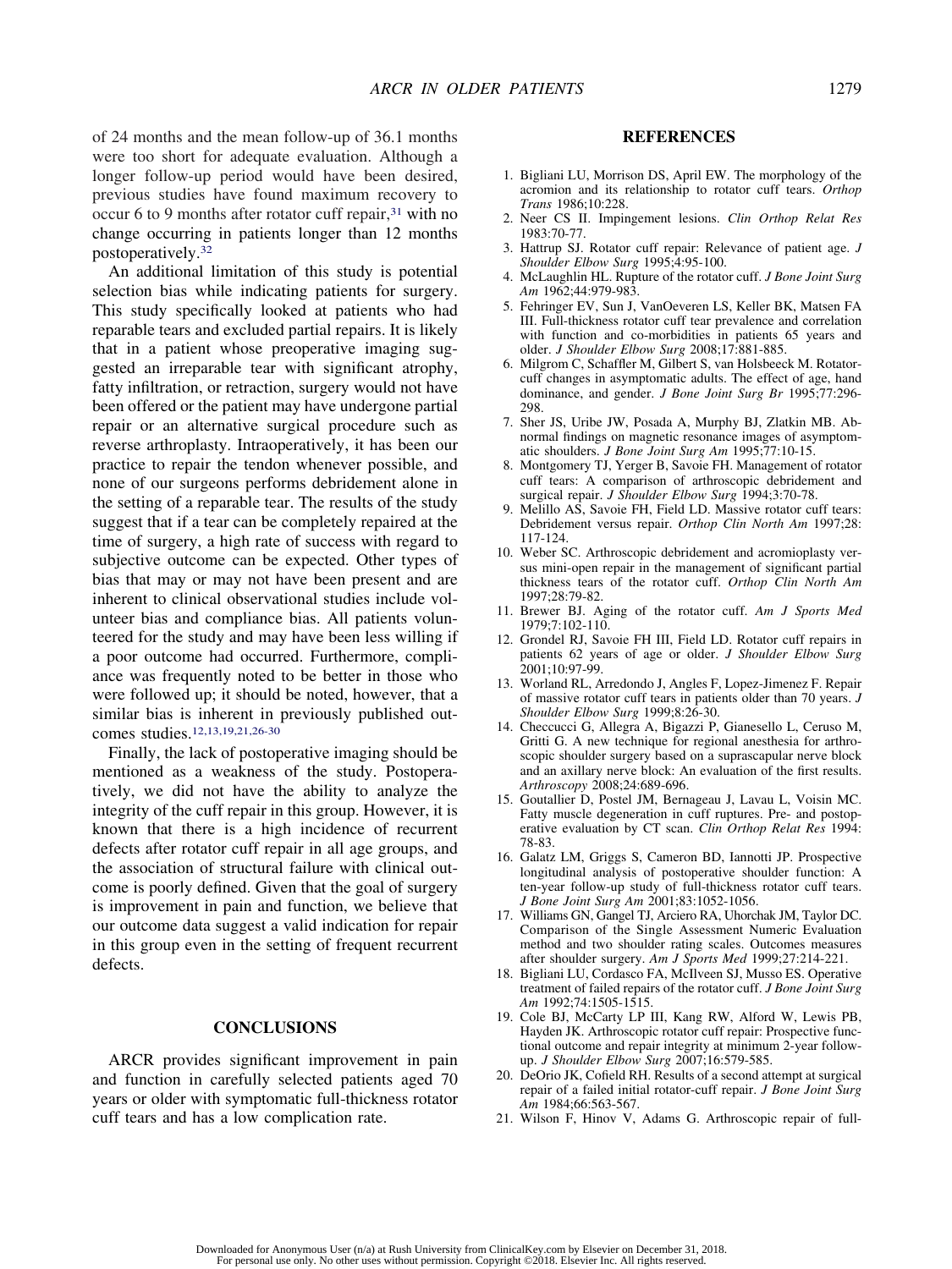of 24 months and the mean follow-up of 36.1 months were too short for adequate evaluation. Although a longer follow-up period would have been desired, previous studies have found maximum recovery to occur 6 to 9 months after rotator cuff repair,[31] with no change occurring in patients longer than 12 months postoperatively.[32]

An additional limitation of this study is potential selection bias while indicating patients for surgery. This study specifically looked at patients who had reparable tears and excluded partial repairs. It is likely that in a patient whose preoperative imaging suggested an irreparable tear with significant atrophy, fatty infiltration, or retraction, surgery would not have been offered or the patient may have undergone partial repair or an alternative surgical procedure such as reverse arthroplasty. Intraoperatively, it has been our practice to repair the tendon whenever possible, and none of our surgeons performs debridement alone in the setting of a reparable tear. The results of the study suggest that if a tear can be completely repaired at the time of surgery, a high rate of success with regard to subjective outcome can be expected. Other types of bias that may or may not have been present and are inherent to clinical observational studies include volunteer bias and compliance bias. All patients volunteered for the study and may have been less willing if a poor outcome had occurred. Furthermore, compliance was frequently noted to be better in those who were followed up; it should be noted, however, that a similar bias is inherent in previously published outcomes studies.[12,13,19,21,26-30]

Finally, the lack of postoperative imaging should be mentioned as a weakness of the study. Postoperatively, we did not have the ability to analyze the integrity of the cuff repair in this group. However, it is known that there is a high incidence of recurrent defects after rotator cuff repair in all age groups, and the association of structural failure with clinical outcome is poorly defined. Given that the goal of surgery is improvement in pain and function, we believe that our outcome data suggest a valid indication for repair in this group even in the setting of frequent recurrent defects.

## CONCLUSIONS

ARCR provides significant improvement in pain and function in carefully selected patients aged 70 years or older with symptomatic full-thickness rotator cuff tears and has a low complication rate.

## REFERENCES

1. Bigliani LU, Morrison DS, April EW. The morphology of the acromion and its relationship to rotator cuff tears. *Orthop Trans* 1986;10:228.
2. Neer CS II. Impingement lesions. *Clin Orthop Relat Res* 1983:70-77.
3. Hattrup SJ. Rotator cuff repair: Relevance of patient age. *J Shoulder Elbow Surg* 1995;4:95-100.
4. McLaughlin HL. Rupture of the rotator cuff. *J Bone Joint Surg Am* 1962;44:979-983.
5. Fehringer EV, Sun J, VanOeveren LS, Keller BK, Matsen FA III. Full-thickness rotator cuff tear prevalence and correlation with function and co-morbidities in patients 65 years and older. *J Shoulder Elbow Surg* 2008;17:881-885.
6. Milgrom C, Schaffler M, Gilbert S, van Holsbeeck M. Rotator-cuff changes in asymptomatic adults. The effect of age, hand dominance, and gender. *J Bone Joint Surg Br* 1995;77:296-298.
7. Sher JS, Uribe JW, Posada A, Murphy BJ, Zlatkin MB. Abnormal findings on magnetic resonance images of asymptomatic shoulders. *J Bone Joint Surg Am* 1995;77:10-15.
8. Montgomery TJ, Yerger B, Savoie FH. Management of rotator cuff tears: A comparison of arthroscopic debridement and surgical repair. *J Shoulder Elbow Surg* 1994;3:70-78.
9. Melillo AS, Savoie FH, Field LD. Massive rotator cuff tears: Debridement versus repair. *Orthop Clin North Am* 1997;28:117-124.
10. Weber SC. Arthroscopic debridement and acromioplasty versus mini-open repair in the management of significant partial thickness tears of the rotator cuff. *Orthop Clin North Am* 1997;28:79-82.
11. Brewer BJ. Aging of the rotator cuff. *Am J Sports Med* 1979;7:102-110.
12. Grondel RJ, Savoie FH III, Field LD. Rotator cuff repairs in patients 62 years of age or older. *J Shoulder Elbow Surg* 2001;10:97-99.
13. Worland RL, Arredondo J, Angles F, Lopez-Jimenez F. Repair of massive rotator cuff tears in patients older than 70 years. *J Shoulder Elbow Surg* 1999;8:26-30.
14. Checcucci G, Allegra A, Bigazzi P, Gianesello L, Ceruso M, Gritti G. A new technique for regional anesthesia for arthroscopic shoulder surgery based on a suprascapular nerve block and an axillary nerve block: An evaluation of the first results. *Arthroscopy* 2008;24:689-696.
15. Goutallier D, Postel JM, Bernageau J, Lavau L, Voisin MC. Fatty muscle degeneration in cuff ruptures. Pre- and postoperative evaluation by CT scan. *Clin Orthop Relat Res* 1994:78-83.
16. Galatz LM, Griggs S, Cameron BD, Iannotti JP. Prospective longitudinal analysis of postoperative shoulder function: A ten-year follow-up study of full-thickness rotator cuff tears. *J Bone Joint Surg Am* 2001;83:1052-1056.
17. Williams GN, Gangel TJ, Arciero RA, Uhorchak JM, Taylor DC. Comparison of the Single Assessment Numeric Evaluation method and two shoulder rating scales. Outcomes measures after shoulder surgery. *Am J Sports Med* 1999;27:214-221.
18. Bigliani LU, Cordasco FA, McIlveen SJ, Musso ES. Operative treatment of failed repairs of the rotator cuff. *J Bone Joint Surg Am* 1992;74:1505-1515.
19. Cole BJ, McCarty LP III, Kang RW, Alford W, Lewis PB, Hayden JK. Arthroscopic rotator cuff repair: Prospective functional outcome and repair integrity at minimum 2-year follow-up. *J Shoulder Elbow Surg* 2007;16:579-585.
20. DeOrio JK, Cofield RH. Results of a second attempt at surgical repair of a failed initial rotator-cuff repair. *J Bone Joint Surg Am* 1984;66:563-567.
21. Wilson F, Hinov V, Adams G. Arthroscopic repair of full-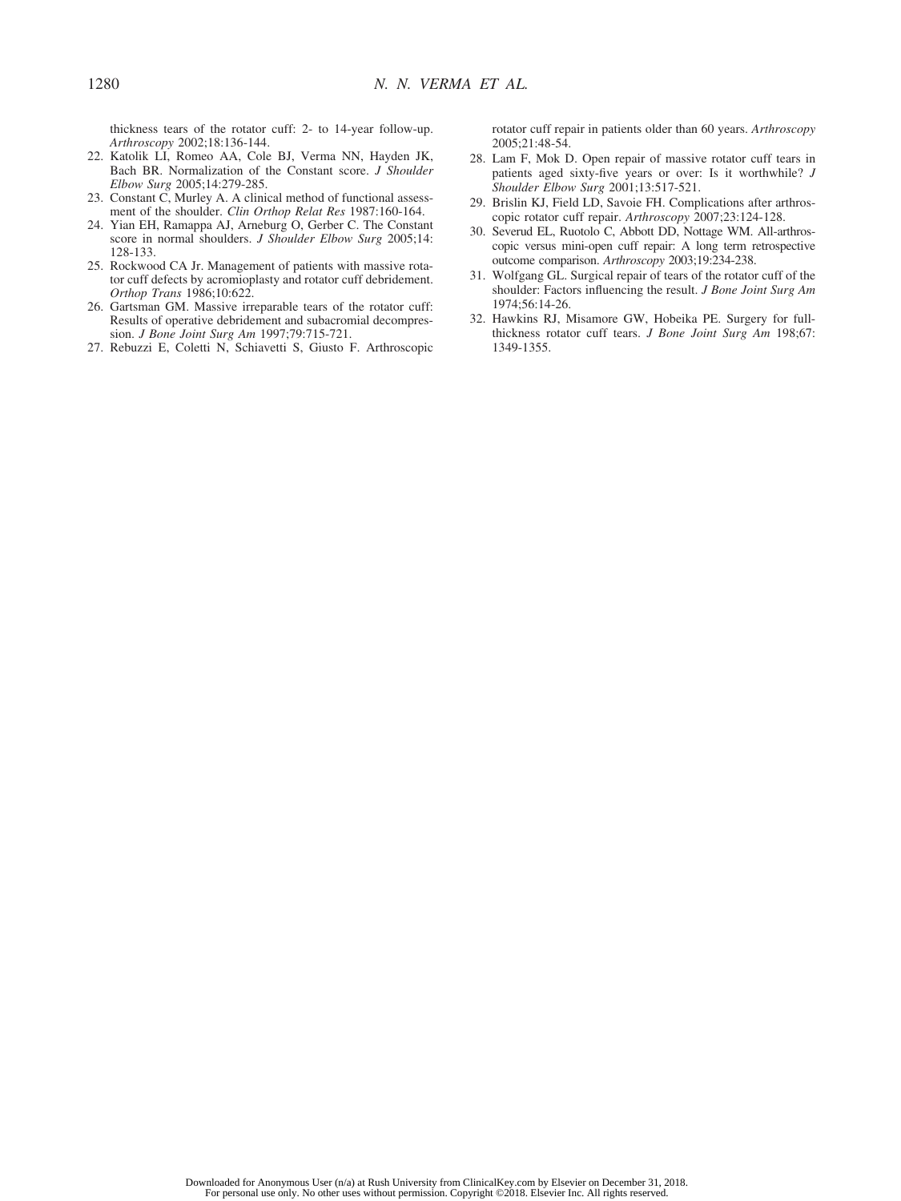thickness tears of the rotator cuff: 2- to 14-year follow-up. *Arthroscopy* 2002;18:136-144.

22. Katolik LI, Romeo AA, Cole BJ, Verma NN, Hayden JK, Bach BR. Normalization of the Constant score. *J Shoulder Elbow Surg* 2005;14:279-285.
23. Constant C, Murley A. A clinical method of functional assessment of the shoulder. *Clin Orthop Relat Res* 1987:160-164.
24. Yian EH, Ramappa AJ, Arneburg O, Gerber C. The Constant score in normal shoulders. *J Shoulder Elbow Surg* 2005;14: 128-133.
25. Rockwood CA Jr. Management of patients with massive rotator cuff defects by acromioplasty and rotator cuff debridement. *Orthop Trans* 1986;10:622.
26. Gartsman GM. Massive irreparable tears of the rotator cuff: Results of operative debridement and subacromial decompression. *J Bone Joint Surg Am* 1997;79:715-721.
27. Rebuzzi E, Coletti N, Schiavetti S, Giusto F. Arthroscopic rotator cuff repair in patients older than 60 years. *Arthroscopy* 2005;21:48-54.
28. Lam F, Mok D. Open repair of massive rotator cuff tears in patients aged sixty-five years or over: Is it worthwhile? *J Shoulder Elbow Surg* 2001;13:517-521.
29. Brislin KJ, Field LD, Savoie FH. Complications after arthroscopic rotator cuff repair. *Arthroscopy* 2007;23:124-128.
30. Severud EL, Ruotolo C, Abbott DD, Nottage WM. All-arthroscopic versus mini-open cuff repair: A long term retrospective outcome comparison. *Arthroscopy* 2003;19:234-238.
31. Wolfgang GL. Surgical repair of tears of the rotator cuff of the shoulder: Factors influencing the result. *J Bone Joint Surg Am* 1974;56:14-26.
32. Hawkins RJ, Misamore GW, Hobeika PE. Surgery for full-thickness rotator cuff tears. *J Bone Joint Surg Am* 198;67: 1349-1355.

Downloaded for Anonymous User (n/a) at Rush University from ClinicalKey.com by Elsevier on December 31, 2018.
For personal use only. No other uses without permission. Copyright ©2018. Elsevier Inc. All rights reserved.